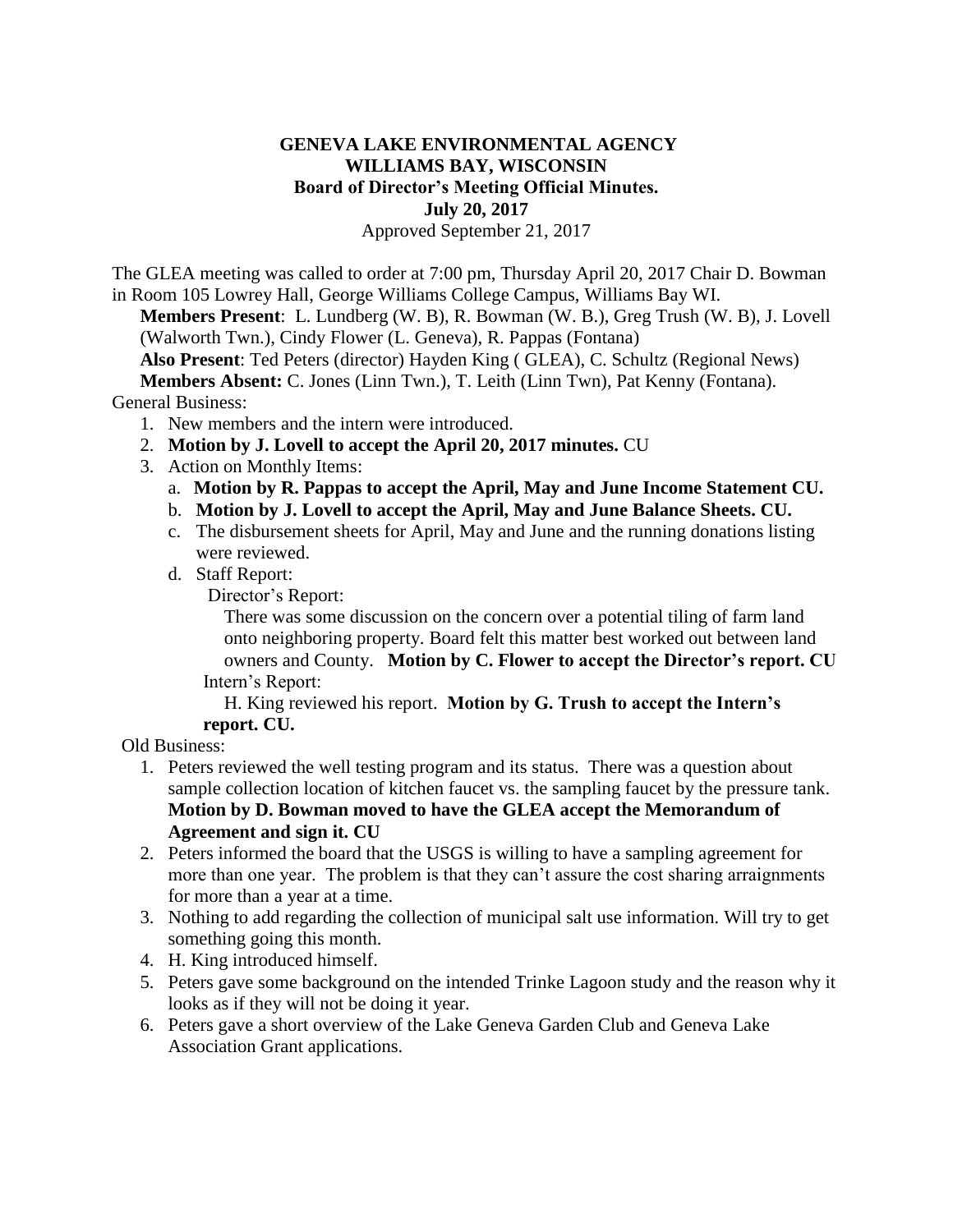**GENEVA LAKE ENVIRONMENTAL AGENCY**
**WILLIAMS BAY, WISCONSIN**
**Board of Director's Meeting Official Minutes.**
**July 20, 2017**
Approved September 21, 2017

The GLEA meeting was called to order at 7:00 pm, Thursday April 20, 2017 Chair D. Bowman in Room 105 Lowrey Hall, George Williams College Campus, Williams Bay WI.

**Members Present**: L. Lundberg (W. B), R. Bowman (W. B.), Greg Trush (W. B), J. Lovell (Walworth Twn.), Cindy Flower (L. Geneva), R. Pappas (Fontana)
**Also Present**: Ted Peters (director) Hayden King ( GLEA), C. Schultz (Regional News)
**Members Absent:** C. Jones (Linn Twn.), T. Leith (Linn Twn), Pat Kenny (Fontana).

General Business:

1. New members and the intern were introduced.
2. **Motion by J. Lovell to accept the April 20, 2017 minutes.** CU
3. Action on Monthly Items:
   a. **Motion by R. Pappas to accept the April, May and June Income Statement CU.**
   b. **Motion by J. Lovell to accept the April, May and June Balance Sheets. CU.**
   c. The disbursement sheets for April, May and June and the running donations listing were reviewed.
   d. Staff Report:
      Director's Report:
      There was some discussion on the concern over a potential tiling of farm land onto neighboring property. Board felt this matter best worked out between land owners and County. **Motion by C. Flower to accept the Director's report. CU**
      Intern's Report:
      H. King reviewed his report. **Motion by G. Trush to accept the Intern's report. CU.**

Old Business:

1. Peters reviewed the well testing program and its status. There was a question about sample collection location of kitchen faucet vs. the sampling faucet by the pressure tank. **Motion by D. Bowman moved to have the GLEA accept the Memorandum of Agreement and sign it. CU**
2. Peters informed the board that the USGS is willing to have a sampling agreement for more than one year. The problem is that they can't assure the cost sharing arraignments for more than a year at a time.
3. Nothing to add regarding the collection of municipal salt use information. Will try to get something going this month.
4. H. King introduced himself.
5. Peters gave some background on the intended Trinke Lagoon study and the reason why it looks as if they will not be doing it year.
6. Peters gave a short overview of the Lake Geneva Garden Club and Geneva Lake Association Grant applications.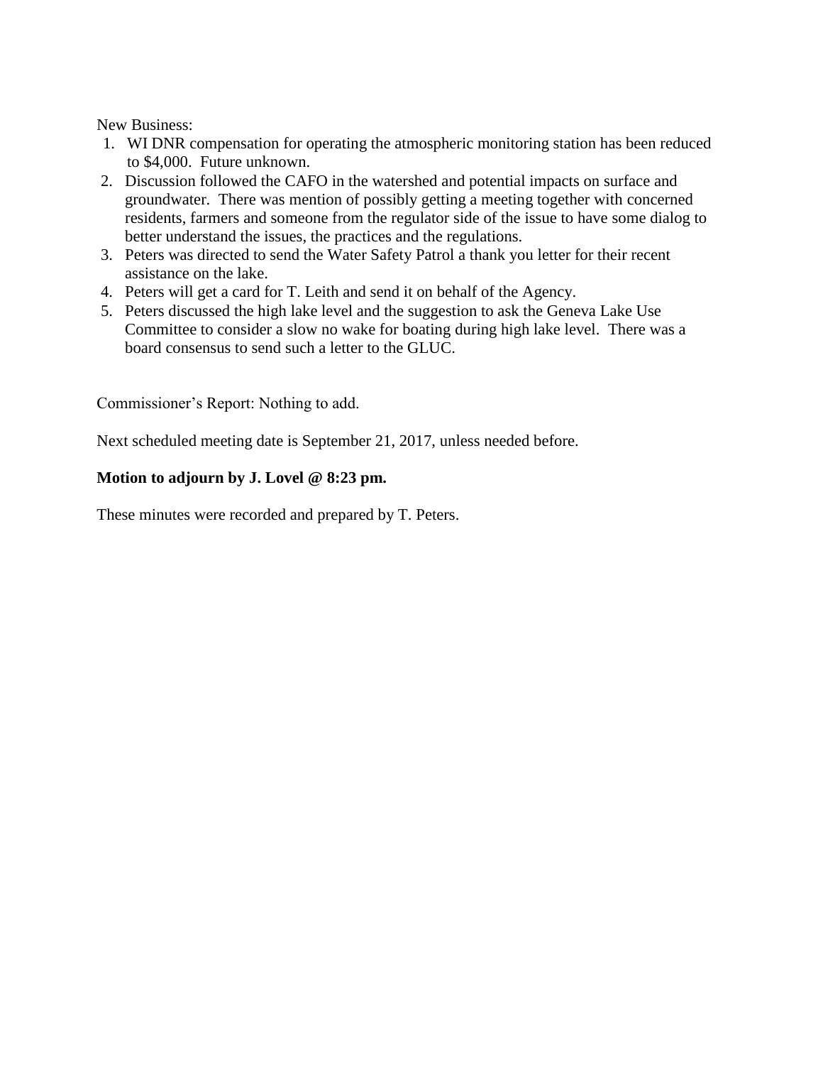New Business:

1. WI DNR compensation for operating the atmospheric monitoring station has been reduced to $4,000. Future unknown.
2. Discussion followed the CAFO in the watershed and potential impacts on surface and groundwater. There was mention of possibly getting a meeting together with concerned residents, farmers and someone from the regulator side of the issue to have some dialog to better understand the issues, the practices and the regulations.
3. Peters was directed to send the Water Safety Patrol a thank you letter for their recent assistance on the lake.
4. Peters will get a card for T. Leith and send it on behalf of the Agency.
5. Peters discussed the high lake level and the suggestion to ask the Geneva Lake Use Committee to consider a slow no wake for boating during high lake level. There was a board consensus to send such a letter to the GLUC.

Commissioner's Report: Nothing to add.

Next scheduled meeting date is September 21, 2017, unless needed before.

**Motion to adjourn by J. Lovel @ 8:23 pm.**

These minutes were recorded and prepared by T. Peters.